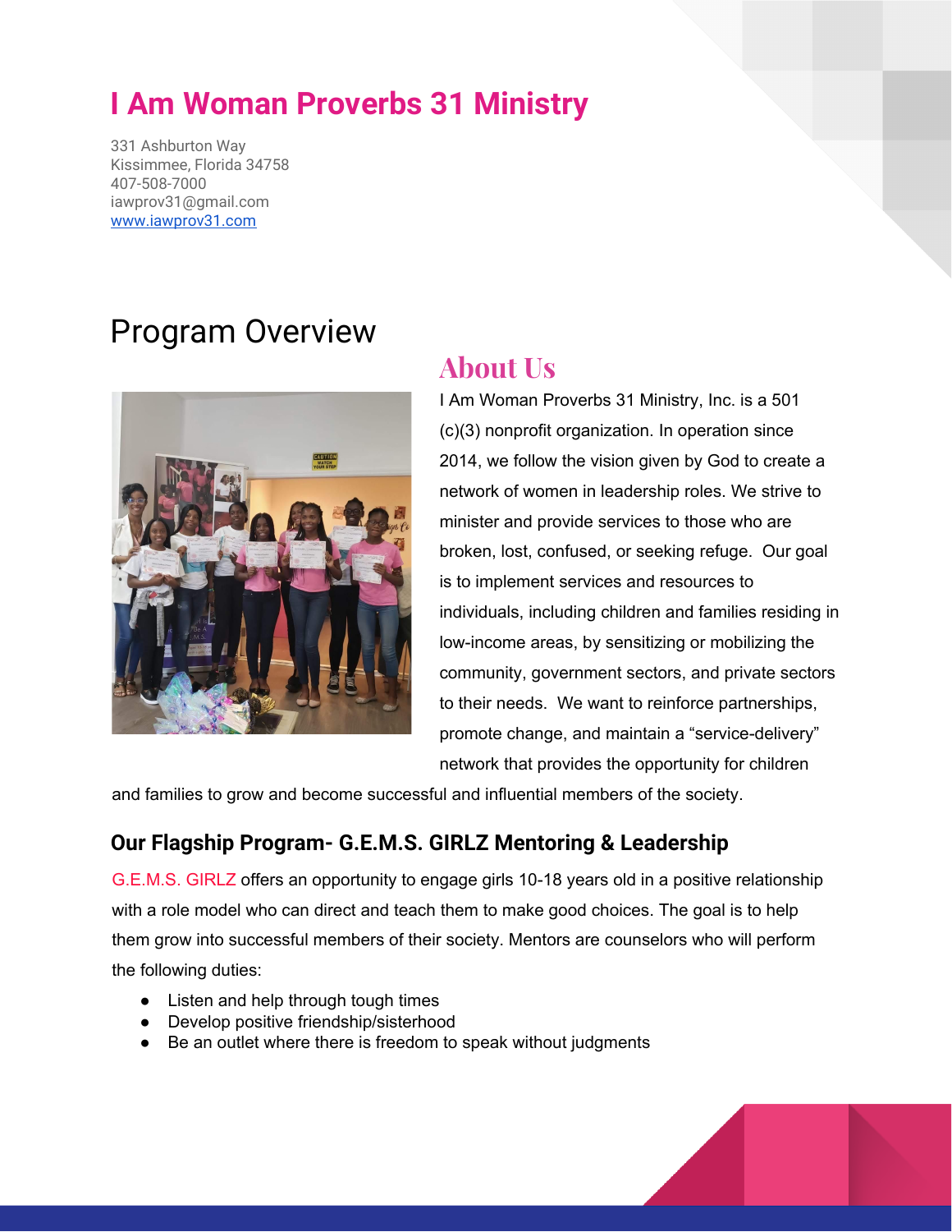# I Am Woman Proverbs 31 Ministry

331 Ashburton Way
Kissimmee, Florida 34758
407-508-7000
iawprov31@gmail.com
www.iawprov31.com

## Program Overview

### About Us

I Am Woman Proverbs 31 Ministry, Inc. is a 501 (c)(3) nonprofit organization. In operation since 2014, we follow the vision given by God to create a network of women in leadership roles. We strive to minister and provide services to those who are broken, lost, confused, or seeking refuge. Our goal is to implement services and resources to individuals, including children and families residing in low-income areas, by sensitizing or mobilizing the community, government sectors, and private sectors to their needs. We want to reinforce partnerships, promote change, and maintain a "service-delivery" network that provides the opportunity for children and families to grow and become successful and influential members of the society.

### Our Flagship Program- G.E.M.S. GIRLZ Mentoring & Leadership

G.E.M.S. GIRLZ offers an opportunity to engage girls 10-18 years old in a positive relationship with a role model who can direct and teach them to make good choices. The goal is to help them grow into successful members of their society. Mentors are counselors who will perform the following duties:

- Listen and help through tough times
- Develop positive friendship/sisterhood
- Be an outlet where there is freedom to speak without judgments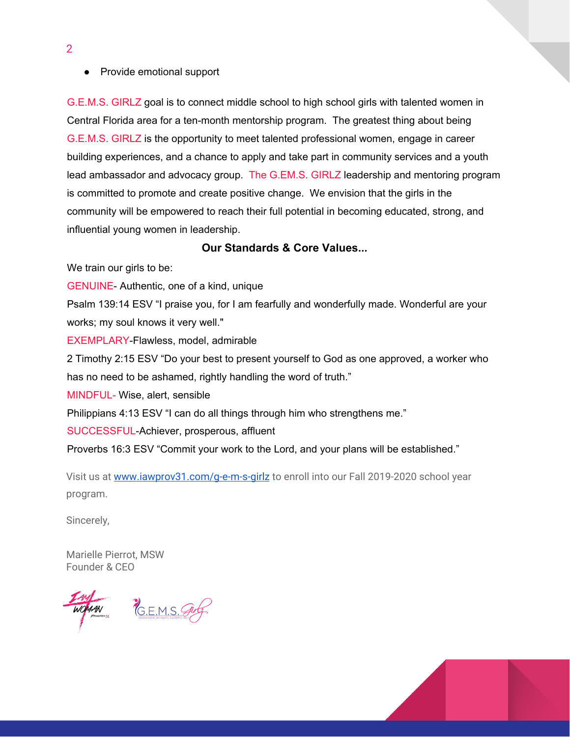- Provide emotional support

G.E.M.S. GIRLZ goal is to connect middle school to high school girls with talented women in Central Florida area for a ten-month mentorship program. The greatest thing about being G.E.M.S. GIRLZ is the opportunity to meet talented professional women, engage in career building experiences, and a chance to apply and take part in community services and a youth lead ambassador and advocacy group. The G.EM.S. GIRLZ leadership and mentoring program is committed to promote and create positive change. We envision that the girls in the community will be empowered to reach their full potential in becoming educated, strong, and influential young women in leadership.

**Our Standards & Core Values...**

We train our girls to be:

GENUINE- Authentic, one of a kind, unique

Psalm 139:14 ESV "I praise you, for I am fearfully and wonderfully made. Wonderful are your works; my soul knows it very well."

EXEMPLARY-Flawless, model, admirable

2 Timothy 2:15 ESV "Do your best to present yourself to God as one approved, a worker who has no need to be ashamed, rightly handling the word of truth."

MINDFUL- Wise, alert, sensible

Philippians 4:13 ESV "I can do all things through him who strengthens me."

SUCCESSFUL-Achiever, prosperous, affluent

Proverbs 16:3 ESV "Commit your work to the Lord, and your plans will be established."

Visit us at [www.iawprov31.com/g-e-m-s-girlz](http://www.iawprov31.com/g-e-m-s-girlz) to enroll into our Fall 2019-2020 school year program.

Sincerely,

Marielle Pierrot, MSW
Founder & CEO